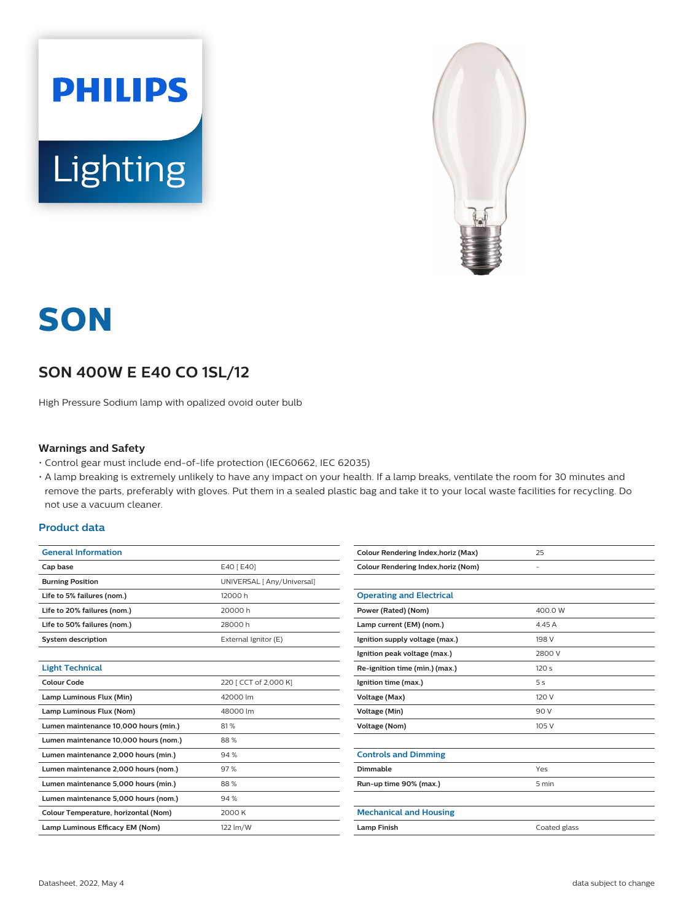PHILIPS

Lighting

# SON

## SON 400W E E40 CO 1SL/12

High Pressure Sodium lamp with opalized ovoid outer bulb

### Warnings and Safety

- Control gear must include end-of-life protection (IEC60662, IEC 62035)
- A lamp breaking is extremely unlikely to have any impact on your health. If a lamp breaks, ventilate the room for 30 minutes and remove the parts, preferably with gloves. Put them in a sealed plastic bag and take it to your local waste facilities for recycling. Do not use a vacuum cleaner.

### Product data

| General Information | |
|---|---|
| Cap base | E40 [ E40] |
| Burning Position | UNIVERSAL [ Any/Universal] |
| Life to 5% failures (nom.) | 12000 h |
| Life to 20% failures (nom.) | 20000 h |
| Life to 50% failures (nom.) | 28000 h |
| System description | External Ignitor (E) |

| Light Technical | |
|---|---|
| Colour Code | 220 [ CCT of 2,000 K] |
| Lamp Luminous Flux (Min) | 42000 lm |
| Lamp Luminous Flux (Nom) | 48000 lm |
| Lumen maintenance 10,000 hours (min.) | 81 % |
| Lumen maintenance 10,000 hours (nom.) | 88 % |
| Lumen maintenance 2,000 hours (min.) | 94 % |
| Lumen maintenance 2,000 hours (nom.) | 97 % |
| Lumen maintenance 5,000 hours (min.) | 88 % |
| Lumen maintenance 5,000 hours (nom.) | 94 % |
| Colour Temperature, horizontal (Nom) | 2000 K |
| Lamp Luminous Efficacy EM (Nom) | 122 lm/W |
| Colour Rendering Index,horiz (Max) | 25 |
| Colour Rendering Index,horiz (Nom) | - |

| Operating and Electrical | |
|---|---|
| Power (Rated) (Nom) | 400.0 W |
| Lamp current (EM) (nom.) | 4.45 A |
| Ignition supply voltage (max.) | 198 V |
| Ignition peak voltage (max.) | 2800 V |
| Re-ignition time (min.) (max.) | 120 s |
| Ignition time (max.) | 5 s |
| Voltage (Max) | 120 V |
| Voltage (Min) | 90 V |
| Voltage (Nom) | 105 V |

| Controls and Dimming | |
|---|---|
| Dimmable | Yes |
| Run-up time 90% (max.) | 5 min |

| Mechanical and Housing | |
|---|---|
| Lamp Finish | Coated glass |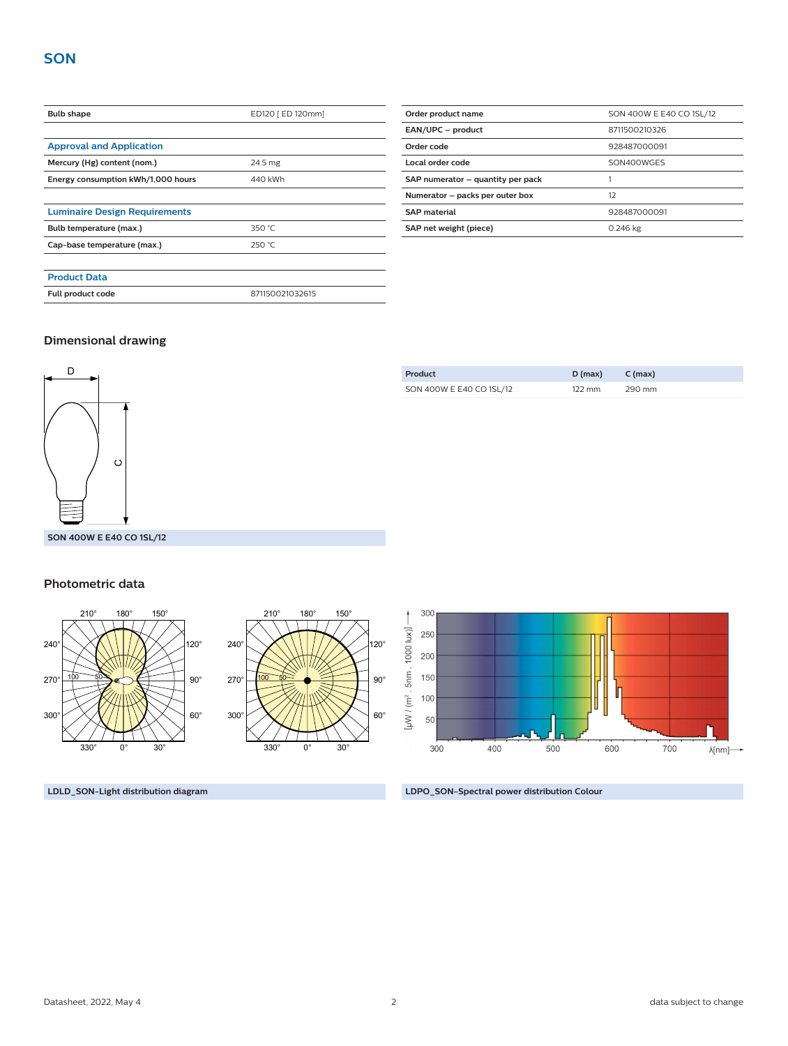# SON

| Bulb shape | ED120 [ ED 120mm] |
|---|---|

### Approval and Application

| | |
|---|---|
| Mercury (Hg) content (nom.) | 24.5 mg |
| Energy consumption kWh/1,000 hours | 440 kWh |

### Luminaire Design Requirements

| | |
|---|---|
| Bulb temperature (max.) | 350 °C |
| Cap-base temperature (max.) | 250 °C |

### Product Data

| | |
|---|---|
| Full product code | 871150021032615 |

| | |
|---|---|
| Order product name | SON 400W E E40 CO 1SL/12 |
| EAN/UPC – product | 8711500210326 |
| Order code | 928487000091 |
| Local order code | SON400WGES |
| SAP numerator – quantity per pack | 1 |
| Numerator – packs per outer box | 12 |
| SAP material | 928487000091 |
| SAP net weight (piece) | 0.246 kg |

## Dimensional drawing

SON 400W E E40 CO 1SL/12

| Product | D (max) | C (max) |
|---|---|---|
| SON 400W E E40 CO 1SL/12 | 122 mm | 290 mm |

## Photometric data

LDLD_SON-Light distribution diagram

LDPO_SON-Spectral power distribution Colour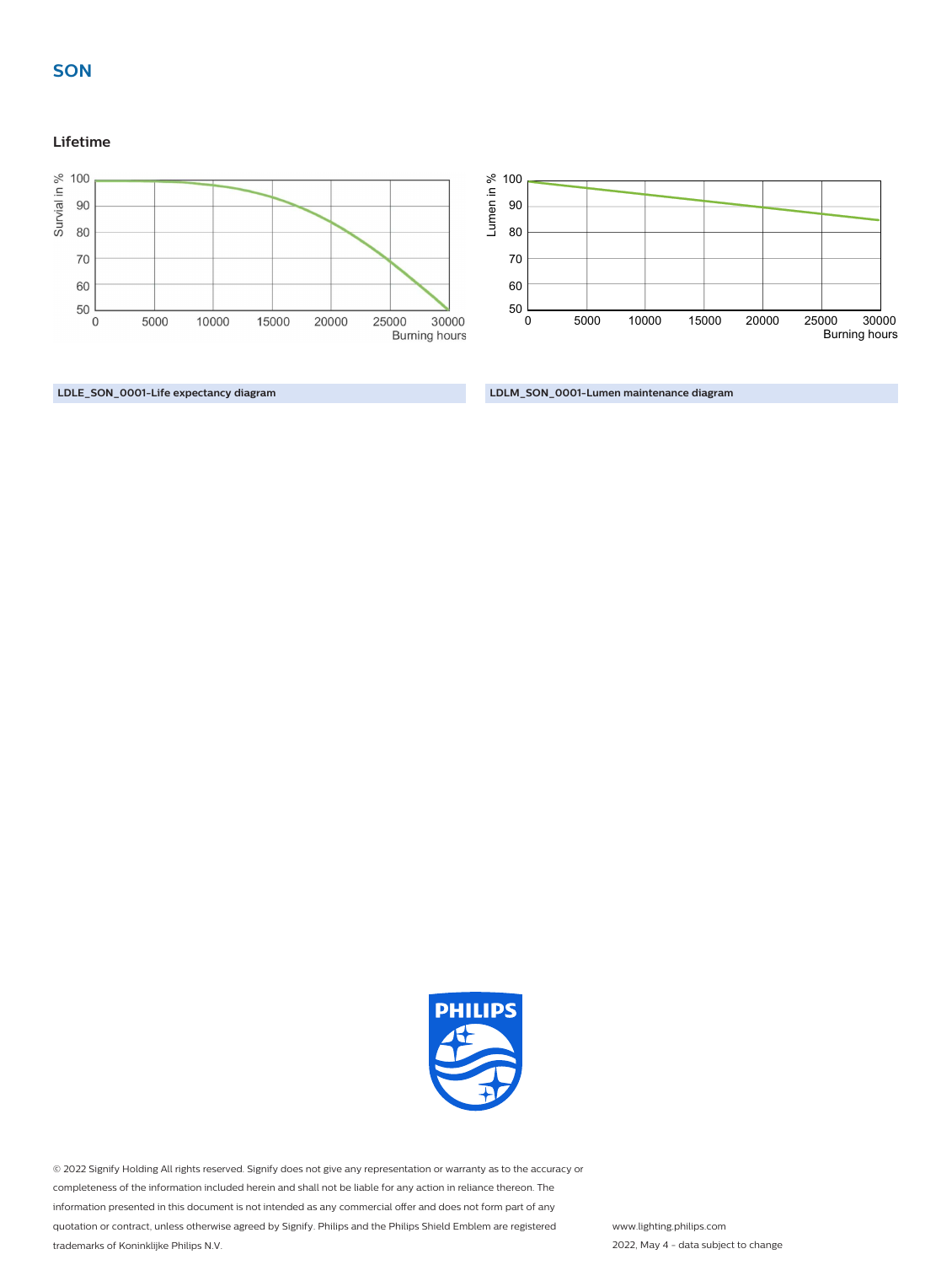## SON

### Lifetime

Survial in %
100
90
80
70
60
50
0 5000 10000 15000 20000 25000 30000
Burning hours

Lumen in %
100
90
80
70
60
50
0 5000 10000 15000 20000 25000 30000
Burning hours

**LDLE_SON_0001-Life expectancy diagram**

**LDLM_SON_0001-Lumen maintenance diagram**

© 2022 Signify Holding All rights reserved. Signify does not give any representation or warranty as to the accuracy or completeness of the information included herein and shall not be liable for any action in reliance thereon. The information presented in this document is not intended as any commercial offer and does not form part of any quotation or contract, unless otherwise agreed by Signify. Philips and the Philips Shield Emblem are registered trademarks of Koninklijke Philips N.V.

www.lighting.philips.com

2022, May 4 - data subject to change